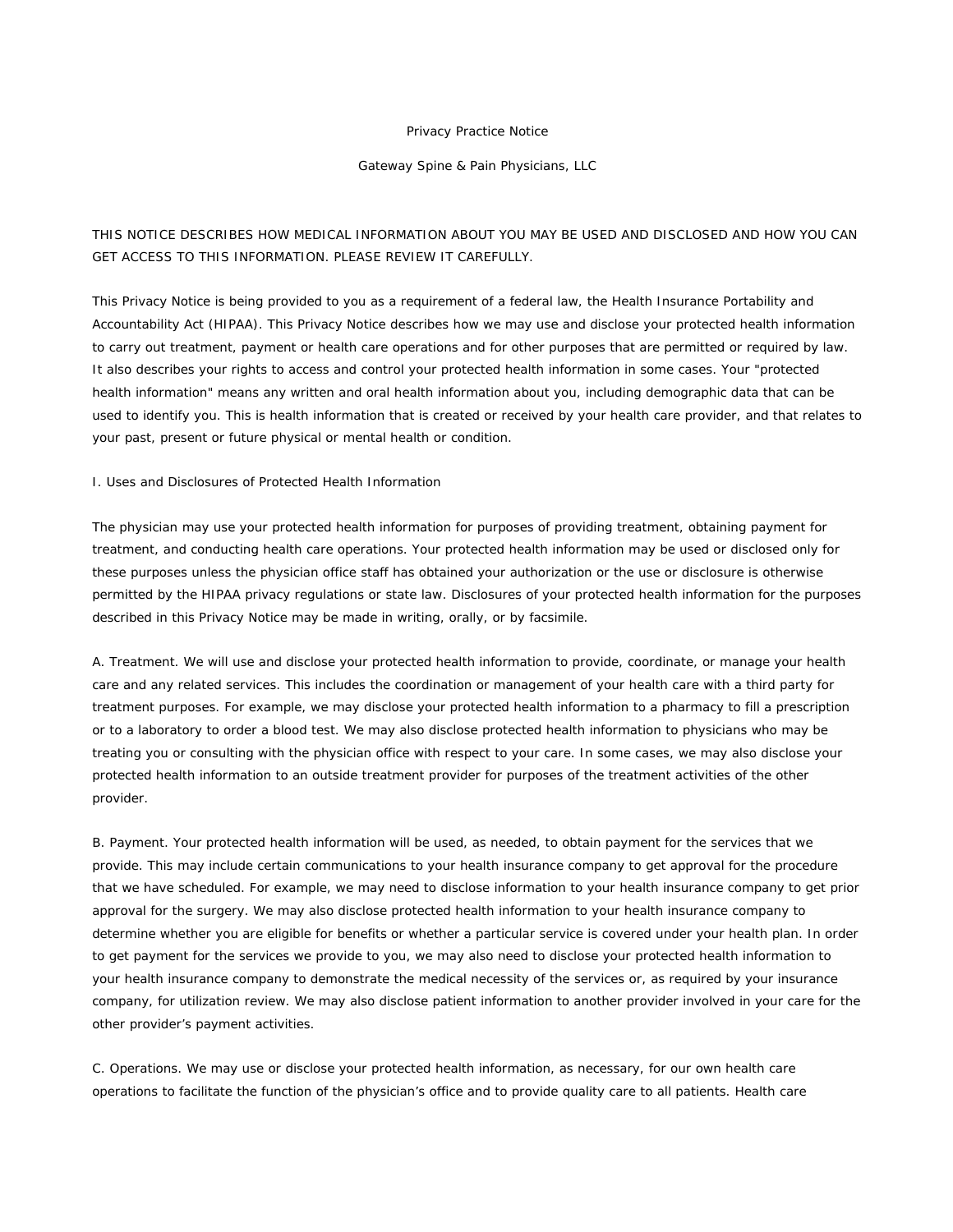# Privacy Practice Notice

## Gateway Spine & Pain Physicians, LLC

THIS NOTICE DESCRIBES HOW MEDICAL INFORMATION ABOUT YOU MAY BE USED AND DISCLOSED AND HOW YOU CAN GET ACCESS TO THIS INFORMATION. PLEASE REVIEW IT CAREFULLY.

This Privacy Notice is being provided to you as a requirement of a federal law, the Health Insurance Portability and Accountability Act (HIPAA). This Privacy Notice describes how we may use and disclose your protected health information to carry out treatment, payment or health care operations and for other purposes that are permitted or required by law. It also describes your rights to access and control your protected health information in some cases. Your "protected health information" means any written and oral health information about you, including demographic data that can be used to identify you. This is health information that is created or received by your health care provider, and that relates to your past, present or future physical or mental health or condition.

### I. Uses and Disclosures of Protected Health Information

The physician may use your protected health information for purposes of providing treatment, obtaining payment for treatment, and conducting health care operations. Your protected health information may be used or disclosed only for these purposes unless the physician office staff has obtained your authorization or the use or disclosure is otherwise permitted by the HIPAA privacy regulations or state law. Disclosures of your protected health information for the purposes described in this Privacy Notice may be made in writing, orally, or by facsimile.

A. Treatment. We will use and disclose your protected health information to provide, coordinate, or manage your health care and any related services. This includes the coordination or management of your health care with a third party for treatment purposes. For example, we may disclose your protected health information to a pharmacy to fill a prescription or to a laboratory to order a blood test. We may also disclose protected health information to physicians who may be treating you or consulting with the physician office with respect to your care. In some cases, we may also disclose your protected health information to an outside treatment provider for purposes of the treatment activities of the other provider.

B. Payment. Your protected health information will be used, as needed, to obtain payment for the services that we provide. This may include certain communications to your health insurance company to get approval for the procedure that we have scheduled. For example, we may need to disclose information to your health insurance company to get prior approval for the surgery. We may also disclose protected health information to your health insurance company to determine whether you are eligible for benefits or whether a particular service is covered under your health plan. In order to get payment for the services we provide to you, we may also need to disclose your protected health information to your health insurance company to demonstrate the medical necessity of the services or, as required by your insurance company, for utilization review. We may also disclose patient information to another provider involved in your care for the other provider's payment activities.

C. Operations. We may use or disclose your protected health information, as necessary, for our own health care operations to facilitate the function of the physician's office and to provide quality care to all patients. Health care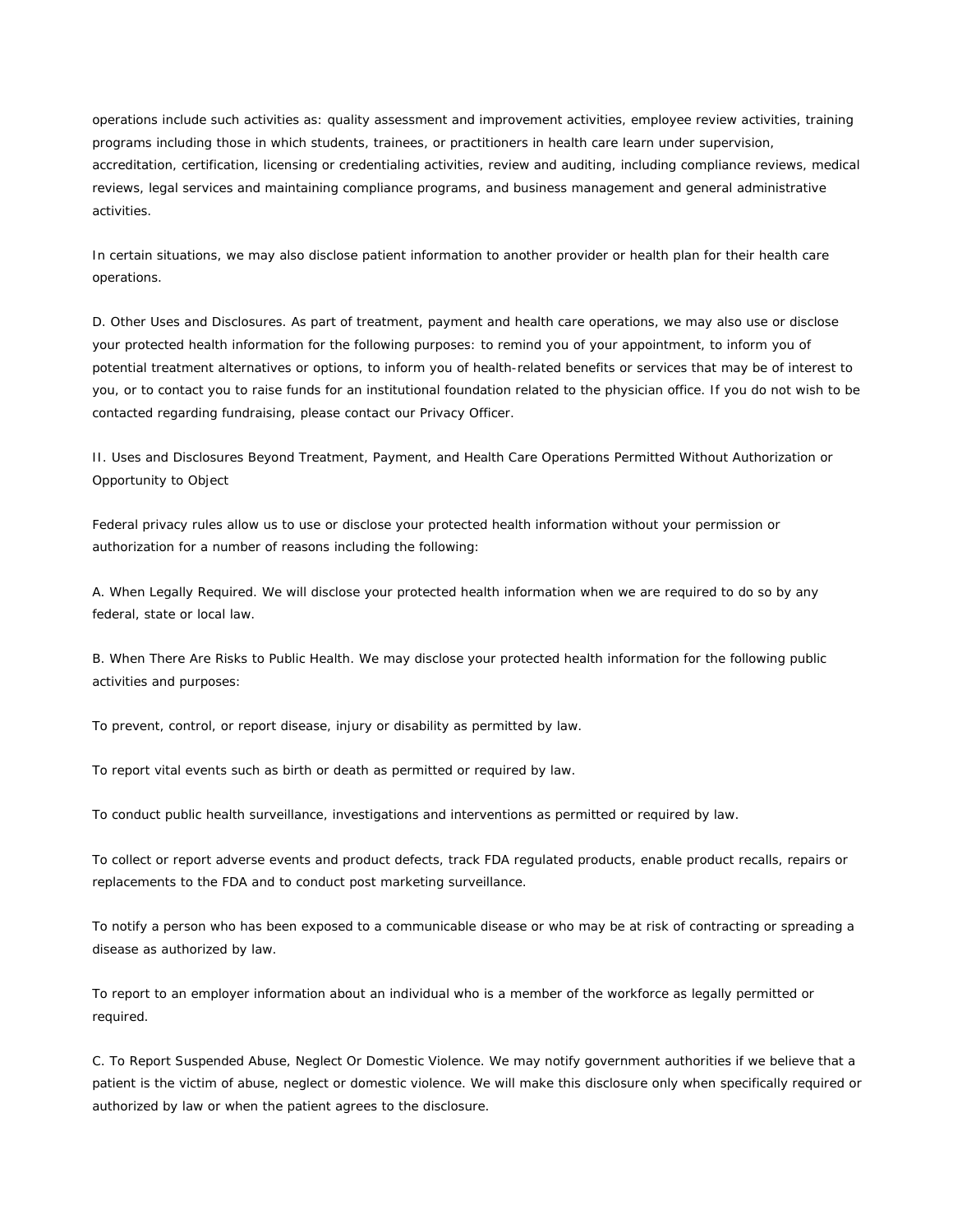operations include such activities as: quality assessment and improvement activities, employee review activities, training programs including those in which students, trainees, or practitioners in health care learn under supervision, accreditation, certification, licensing or credentialing activities, review and auditing, including compliance reviews, medical reviews, legal services and maintaining compliance programs, and business management and general administrative activities.

In certain situations, we may also disclose patient information to another provider or health plan for their health care operations.

D. Other Uses and Disclosures. As part of treatment, payment and health care operations, we may also use or disclose your protected health information for the following purposes: to remind you of your appointment, to inform you of potential treatment alternatives or options, to inform you of health-related benefits or services that may be of interest to you, or to contact you to raise funds for an institutional foundation related to the physician office. If you do not wish to be contacted regarding fundraising, please contact our Privacy Officer.

II. Uses and Disclosures Beyond Treatment, Payment, and Health Care Operations Permitted Without Authorization or Opportunity to Object

Federal privacy rules allow us to use or disclose your protected health information without your permission or authorization for a number of reasons including the following:

A. When Legally Required. We will disclose your protected health information when we are required to do so by any federal, state or local law.

B. When There Are Risks to Public Health. We may disclose your protected health information for the following public activities and purposes:

To prevent, control, or report disease, injury or disability as permitted by law.

To report vital events such as birth or death as permitted or required by law.

To conduct public health surveillance, investigations and interventions as permitted or required by law.

To collect or report adverse events and product defects, track FDA regulated products, enable product recalls, repairs or replacements to the FDA and to conduct post marketing surveillance.

To notify a person who has been exposed to a communicable disease or who may be at risk of contracting or spreading a disease as authorized by law.

To report to an employer information about an individual who is a member of the workforce as legally permitted or required.

C. To Report Suspended Abuse, Neglect Or Domestic Violence. We may notify government authorities if we believe that a patient is the victim of abuse, neglect or domestic violence. We will make this disclosure only when specifically required or authorized by law or when the patient agrees to the disclosure.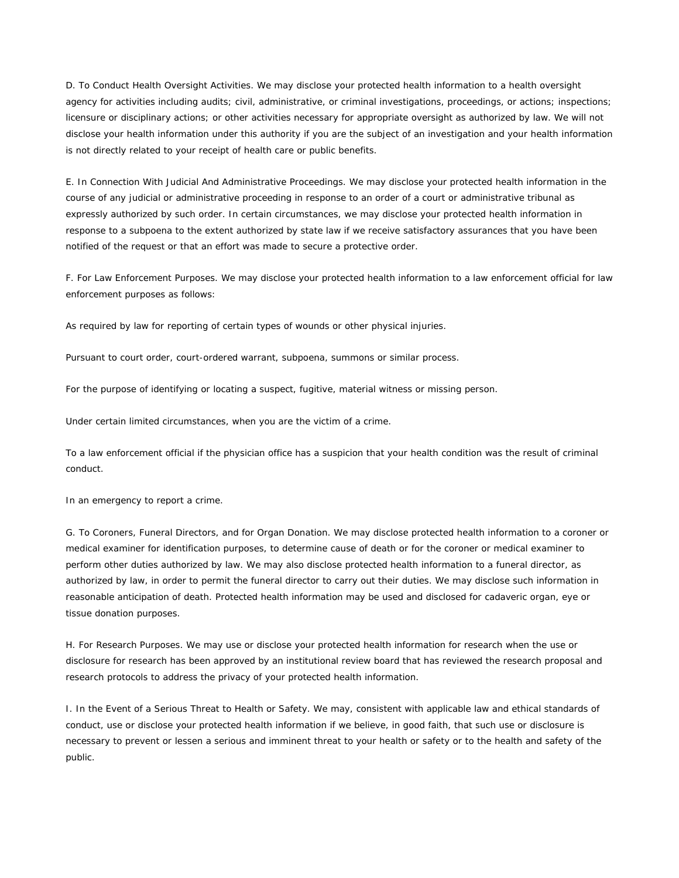D. To Conduct Health Oversight Activities. We may disclose your protected health information to a health oversight agency for activities including audits; civil, administrative, or criminal investigations, proceedings, or actions; inspections; licensure or disciplinary actions; or other activities necessary for appropriate oversight as authorized by law. We will not disclose your health information under this authority if you are the subject of an investigation and your health information is not directly related to your receipt of health care or public benefits.

E. In Connection With Judicial And Administrative Proceedings. We may disclose your protected health information in the course of any judicial or administrative proceeding in response to an order of a court or administrative tribunal as expressly authorized by such order. In certain circumstances, we may disclose your protected health information in response to a subpoena to the extent authorized by state law if we receive satisfactory assurances that you have been notified of the request or that an effort was made to secure a protective order.

F. For Law Enforcement Purposes. We may disclose your protected health information to a law enforcement official for law enforcement purposes as follows:

As required by law for reporting of certain types of wounds or other physical injuries.

Pursuant to court order, court-ordered warrant, subpoena, summons or similar process.

For the purpose of identifying or locating a suspect, fugitive, material witness or missing person.

Under certain limited circumstances, when you are the victim of a crime.

To a law enforcement official if the physician office has a suspicion that your health condition was the result of criminal conduct.

In an emergency to report a crime.

G. To Coroners, Funeral Directors, and for Organ Donation. We may disclose protected health information to a coroner or medical examiner for identification purposes, to determine cause of death or for the coroner or medical examiner to perform other duties authorized by law. We may also disclose protected health information to a funeral director, as authorized by law, in order to permit the funeral director to carry out their duties. We may disclose such information in reasonable anticipation of death. Protected health information may be used and disclosed for cadaveric organ, eye or tissue donation purposes.

H. For Research Purposes. We may use or disclose your protected health information for research when the use or disclosure for research has been approved by an institutional review board that has reviewed the research proposal and research protocols to address the privacy of your protected health information.

I. In the Event of a Serious Threat to Health or Safety. We may, consistent with applicable law and ethical standards of conduct, use or disclose your protected health information if we believe, in good faith, that such use or disclosure is necessary to prevent or lessen a serious and imminent threat to your health or safety or to the health and safety of the public.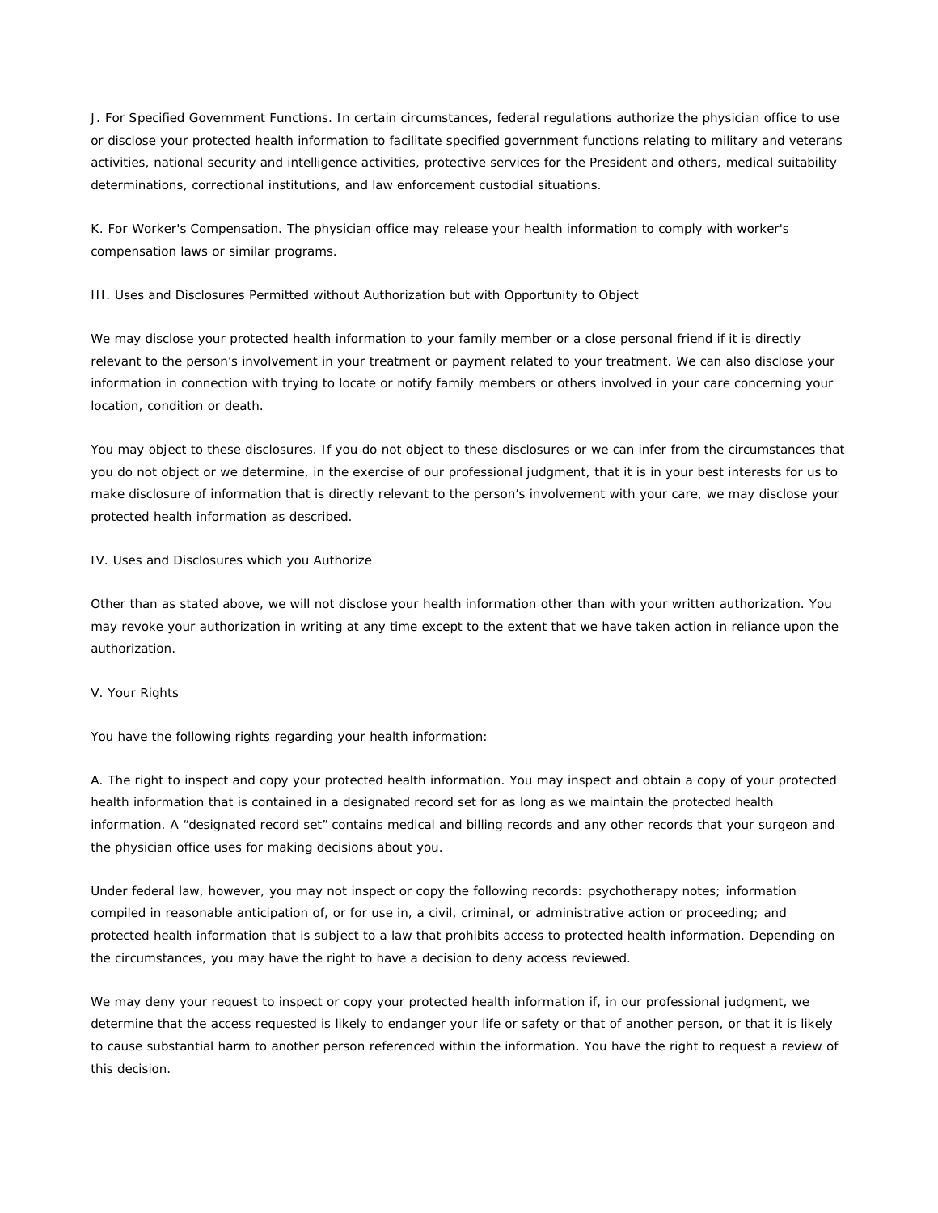J. For Specified Government Functions. In certain circumstances, federal regulations authorize the physician office to use or disclose your protected health information to facilitate specified government functions relating to military and veterans activities, national security and intelligence activities, protective services for the President and others, medical suitability determinations, correctional institutions, and law enforcement custodial situations.

K. For Worker's Compensation. The physician office may release your health information to comply with worker's compensation laws or similar programs.

III. Uses and Disclosures Permitted without Authorization but with Opportunity to Object

We may disclose your protected health information to your family member or a close personal friend if it is directly relevant to the person's involvement in your treatment or payment related to your treatment. We can also disclose your information in connection with trying to locate or notify family members or others involved in your care concerning your location, condition or death.

You may object to these disclosures. If you do not object to these disclosures or we can infer from the circumstances that you do not object or we determine, in the exercise of our professional judgment, that it is in your best interests for us to make disclosure of information that is directly relevant to the person's involvement with your care, we may disclose your protected health information as described.

IV. Uses and Disclosures which you Authorize

Other than as stated above, we will not disclose your health information other than with your written authorization. You may revoke your authorization in writing at any time except to the extent that we have taken action in reliance upon the authorization.

V. Your Rights

You have the following rights regarding your health information:

A. The right to inspect and copy your protected health information. You may inspect and obtain a copy of your protected health information that is contained in a designated record set for as long as we maintain the protected health information. A "designated record set" contains medical and billing records and any other records that your surgeon and the physician office uses for making decisions about you.

Under federal law, however, you may not inspect or copy the following records: psychotherapy notes; information compiled in reasonable anticipation of, or for use in, a civil, criminal, or administrative action or proceeding; and protected health information that is subject to a law that prohibits access to protected health information. Depending on the circumstances, you may have the right to have a decision to deny access reviewed.

We may deny your request to inspect or copy your protected health information if, in our professional judgment, we determine that the access requested is likely to endanger your life or safety or that of another person, or that it is likely to cause substantial harm to another person referenced within the information. You have the right to request a review of this decision.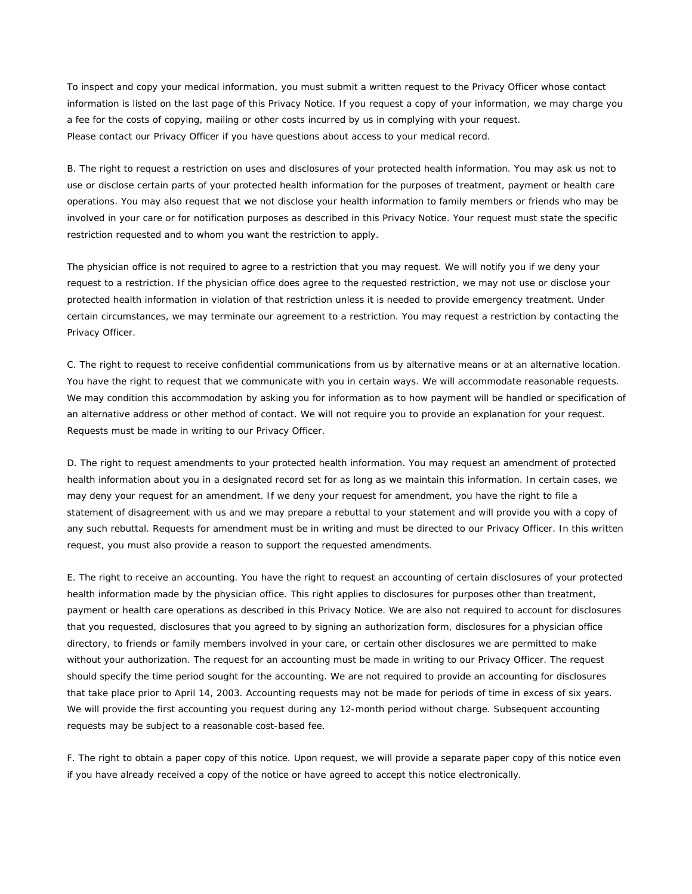To inspect and copy your medical information, you must submit a written request to the Privacy Officer whose contact information is listed on the last page of this Privacy Notice. If you request a copy of your information, we may charge you a fee for the costs of copying, mailing or other costs incurred by us in complying with your request.
Please contact our Privacy Officer if you have questions about access to your medical record.

B. The right to request a restriction on uses and disclosures of your protected health information. You may ask us not to use or disclose certain parts of your protected health information for the purposes of treatment, payment or health care operations. You may also request that we not disclose your health information to family members or friends who may be involved in your care or for notification purposes as described in this Privacy Notice. Your request must state the specific restriction requested and to whom you want the restriction to apply.

The physician office is not required to agree to a restriction that you may request. We will notify you if we deny your request to a restriction. If the physician office does agree to the requested restriction, we may not use or disclose your protected health information in violation of that restriction unless it is needed to provide emergency treatment. Under certain circumstances, we may terminate our agreement to a restriction. You may request a restriction by contacting the Privacy Officer.

C. The right to request to receive confidential communications from us by alternative means or at an alternative location. You have the right to request that we communicate with you in certain ways. We will accommodate reasonable requests. We may condition this accommodation by asking you for information as to how payment will be handled or specification of an alternative address or other method of contact. We will not require you to provide an explanation for your request. Requests must be made in writing to our Privacy Officer.

D. The right to request amendments to your protected health information. You may request an amendment of protected health information about you in a designated record set for as long as we maintain this information. In certain cases, we may deny your request for an amendment. If we deny your request for amendment, you have the right to file a statement of disagreement with us and we may prepare a rebuttal to your statement and will provide you with a copy of any such rebuttal. Requests for amendment must be in writing and must be directed to our Privacy Officer. In this written request, you must also provide a reason to support the requested amendments.

E. The right to receive an accounting. You have the right to request an accounting of certain disclosures of your protected health information made by the physician office. This right applies to disclosures for purposes other than treatment, payment or health care operations as described in this Privacy Notice. We are also not required to account for disclosures that you requested, disclosures that you agreed to by signing an authorization form, disclosures for a physician office directory, to friends or family members involved in your care, or certain other disclosures we are permitted to make without your authorization. The request for an accounting must be made in writing to our Privacy Officer. The request should specify the time period sought for the accounting. We are not required to provide an accounting for disclosures that take place prior to April 14, 2003. Accounting requests may not be made for periods of time in excess of six years. We will provide the first accounting you request during any 12-month period without charge. Subsequent accounting requests may be subject to a reasonable cost-based fee.

F. The right to obtain a paper copy of this notice. Upon request, we will provide a separate paper copy of this notice even if you have already received a copy of the notice or have agreed to accept this notice electronically.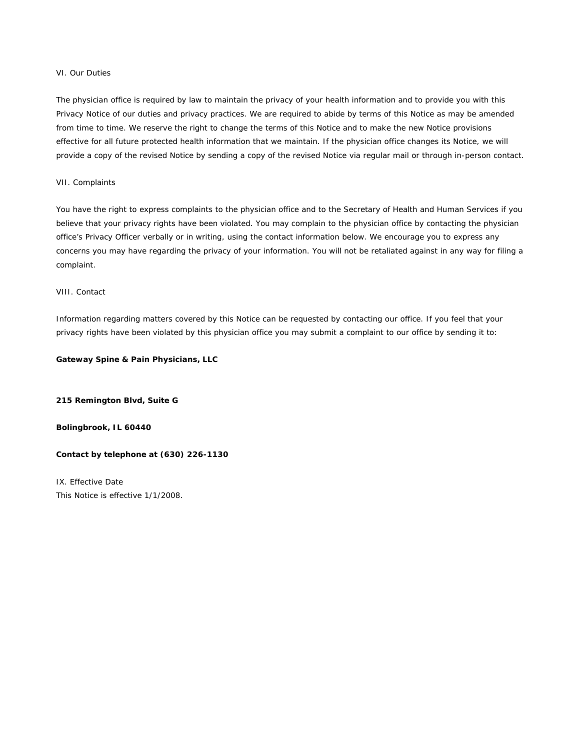## VI. Our Duties

The physician office is required by law to maintain the privacy of your health information and to provide you with this Privacy Notice of our duties and privacy practices. We are required to abide by terms of this Notice as may be amended from time to time. We reserve the right to change the terms of this Notice and to make the new Notice provisions effective for all future protected health information that we maintain. If the physician office changes its Notice, we will provide a copy of the revised Notice by sending a copy of the revised Notice via regular mail or through in-person contact.

## VII. Complaints

You have the right to express complaints to the physician office and to the Secretary of Health and Human Services if you believe that your privacy rights have been violated. You may complain to the physician office by contacting the physician office's Privacy Officer verbally or in writing, using the contact information below. We encourage you to express any concerns you may have regarding the privacy of your information. You will not be retaliated against in any way for filing a complaint.

## VIII. Contact

Information regarding matters covered by this Notice can be requested by contacting our office. If you feel that your privacy rights have been violated by this physician office you may submit a complaint to our office by sending it to:

**Gateway Spine & Pain Physicians, LLC**

**215 Remington Blvd, Suite G**

**Bolingbrook, IL 60440**

**Contact by telephone at (630) 226-1130**

## IX. Effective Date

This Notice is effective 1/1/2008.